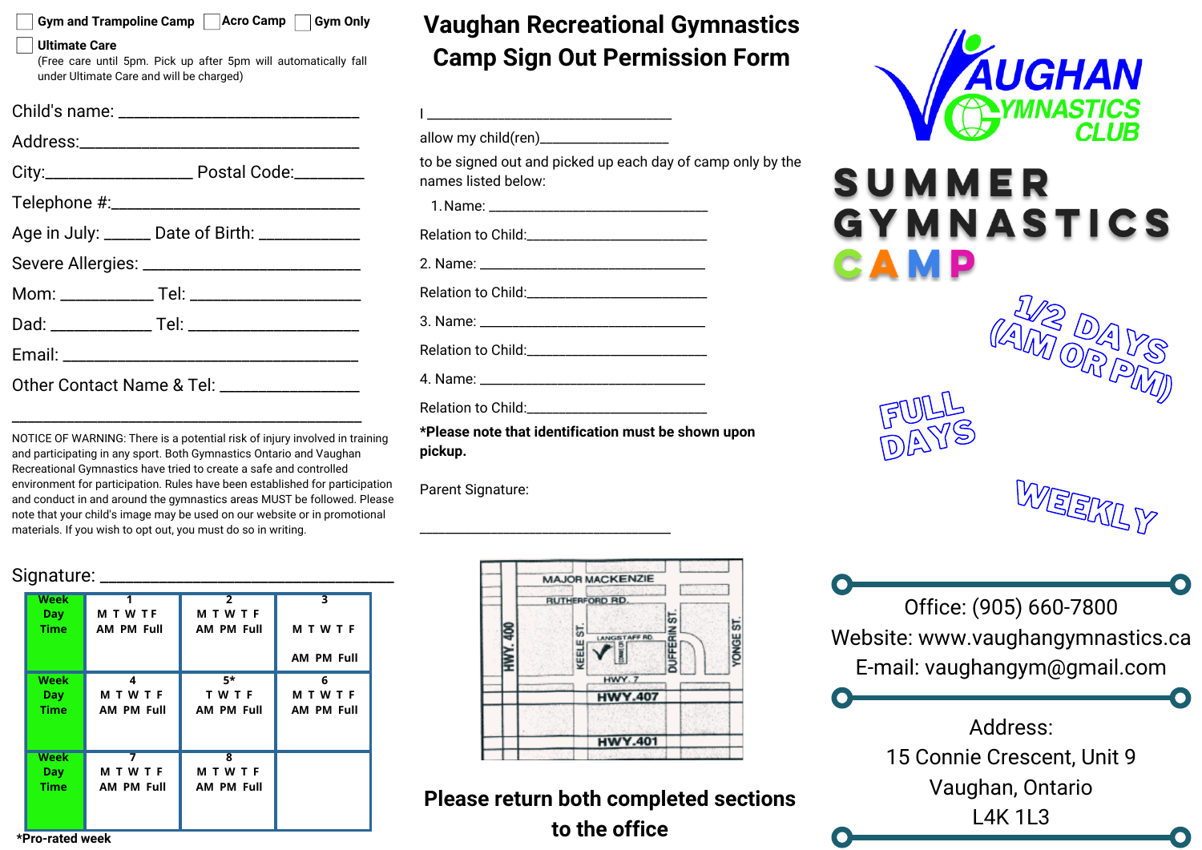☐ Gym and Trampoline Camp ☐ Acro Camp ☐ Gym Only

☐ Ultimate Care
(Free care until 5pm. Pick up after 5pm will automatically fall under Ultimate Care and will be charged)

Child's name: ___________________________

Address:________________________________

City:_________________ Postal Code:________

Telephone #:____________________________

Age in July: _____ Date of Birth: ___________

Severe Allergies: _________________________

Mom: __________ Tel: ___________________

Dad: ___________ Tel: ___________________

Email: __________________________________

Other Contact Name & Tel: ________________

_________________________________________

NOTICE OF WARNING: There is a potential risk of injury involved in training and participating in any sport. Both Gymnastics Ontario and Vaughan Recreational Gymnastics have tried to create a safe and controlled environment for participation. Rules have been established for participation and conduct in and around the gymnastics areas MUST be followed. Please note that your child's image may be used on our website or in promotional materials. If you wish to opt out, you must do so in writing.

Signature: ______________________________

| Week / Day / Time | 1 | 2 | 3 |
|---|---|---|---|
| | M T W T F<br>AM PM Full | M T W T F<br>AM PM Full | M T W T F<br>AM PM Full |
| **Week / Day / Time** | **4** | **5*** | **6** |
| | M T W T F<br>AM PM Full | T W T F<br>AM PM Full | M T W T F<br>AM PM Full |
| **Week / Day / Time** | **7** | **8** | |
| | M T W T F<br>AM PM Full | M T W T F<br>AM PM Full | |

*Pro-rated week

# Vaughan Recreational Gymnastics Camp Sign Out Permission Form

I _____________________________

allow my child(ren)________________

to be signed out and picked up each day of camp only by the names listed below:

1. Name: ___________________________

Relation to Child:____________________

2. Name: ___________________________

Relation to Child:____________________

3. Name: ___________________________

Relation to Child:____________________

4. Name: ___________________________

Relation to Child:____________________

**\*Please note that identification must be shown upon pickup.**

Parent Signature:

_____________________________

MAJOR MACKENZIE · RUTHERFORD RD. · LANGSTAFF RD. · CONNIE CR. · HWY. 400 · KEELE ST. · DUFFERIN ST. · YONGE ST. · HWY. 7 · HWY.407 · HWY.401

**Please return both completed sections to the office**

VAUGHAN GYMNASTICS CLUB

# SUMMER GYMNASTICS CAMP

1/2 DAYS (AM OR PM)

FULL DAYS

WEEKLY

Office: (905) 660-7800
Website: www.vaughangymnastics.ca
E-mail: vaughangym@gmail.com

Address:
15 Connie Crescent, Unit 9
Vaughan, Ontario
L4K 1L3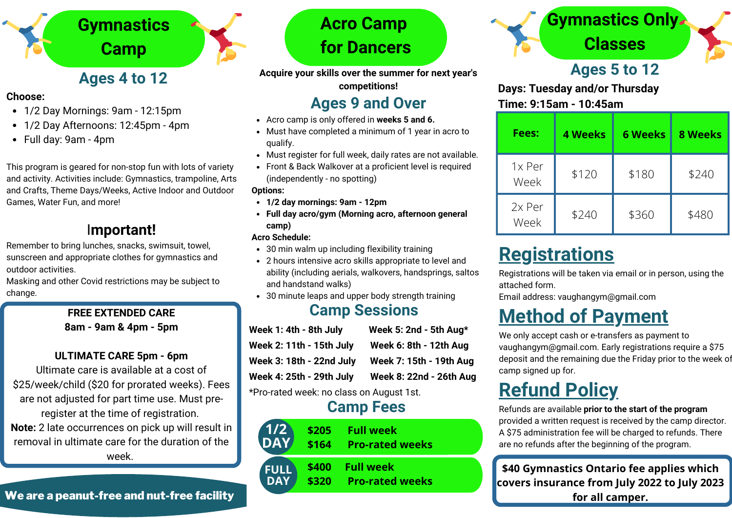# Gymnastics Camp

## Ages 4 to 12

**Choose:**

- 1/2 Day Mornings: 9am - 12:15pm
- 1/2 Day Afternoons: 12:45pm - 4pm
- Full day: 9am - 4pm

This program is geared for non-stop fun with lots of variety and activity. Activities include: Gymnastics, trampoline, Arts and Crafts, Theme Days/Weeks, Active Indoor and Outdoor Games, Water Fun, and more!

### Important!

Remember to bring lunches, snacks, swimsuit, towel, sunscreen and appropriate clothes for gymnastics and outdoor activities.
Masking and other Covid restrictions may be subject to change.

**FREE EXTENDED CARE**
**8am - 9am & 4pm - 5pm**

**ULTIMATE CARE 5pm - 6pm**
Ultimate care is available at a cost of $25/week/child ($20 for prorated weeks). Fees are not adjusted for part time use. Must pre-register at the time of registration.
**Note:** 2 late occurrences on pick up will result in removal in ultimate care for the duration of the week.

**We are a peanut-free and nut-free facility**

# Acro Camp for Dancers

**Acquire your skills over the summer for next year's competitions!**

## Ages 9 and Over

- Acro camp is only offered in **weeks 5 and 6.**
- Must have completed a minimum of 1 year in acro to qualify.
- Must register for full week, daily rates are not available.
- Front & Back Walkover at a proficient level is required (independently - no spotting)

**Options:**

- **1/2 day mornings: 9am - 12pm**
- **Full day acro/gym (Morning acro, afternoon general camp)**

**Acro Schedule:**

- 30 min walm up including flexibility training
- 2 hours intensive acro skills appropriate to level and ability (including aerials, walkovers, handsprings, saltos and handstand walks)
- 30 minute leaps and upper body strength training

## Camp Sessions

**Week 1: 4th - 8th July**
**Week 2: 11th - 15th July**
**Week 3: 18th - 22nd July**
**Week 4: 25th - 29th July**
**Week 5: 2nd - 5th Aug***
**Week 6: 8th - 12th Aug**
**Week 7: 15th - 19th Aug**
**Week 8: 22nd - 26th Aug**

*Pro-rated week: no class on August 1st.

## Camp Fees

**1/2 DAY**
- **$205** Full week
- **$164** Pro-rated weeks

**FULL DAY**
- **$400** Full week
- **$320** Pro-rated weeks

# Gymnastics Only Classes

## Ages 5 to 12

**Days: Tuesday and/or Thursday**
**Time: 9:15am - 10:45am**

| Fees: | 4 Weeks | 6 Weeks | 8 Weeks |
|---|---|---|---|
| 1x Per Week | $120 | $180 | $240 |
| 2x Per Week | $240 | $360 | $480 |

## Registrations

Registrations will be taken via email or in person, using the attached form.
Email address: vaughangym@gmail.com

## Method of Payment

We only accept cash or e-transfers as payment to vaughangym@gmail.com. Early registrations require a $75 deposit and the remaining due the Friday prior to the week of camp signed up for.

## Refund Policy

Refunds are available **prior to the start of the program** provided a written request is received by the camp director. A $75 administration fee will be charged to refunds. There are no refunds after the beginning of the program.

**$40 Gymnastics Ontario fee applies which covers insurance from July 2022 to July 2023 for all camper.**